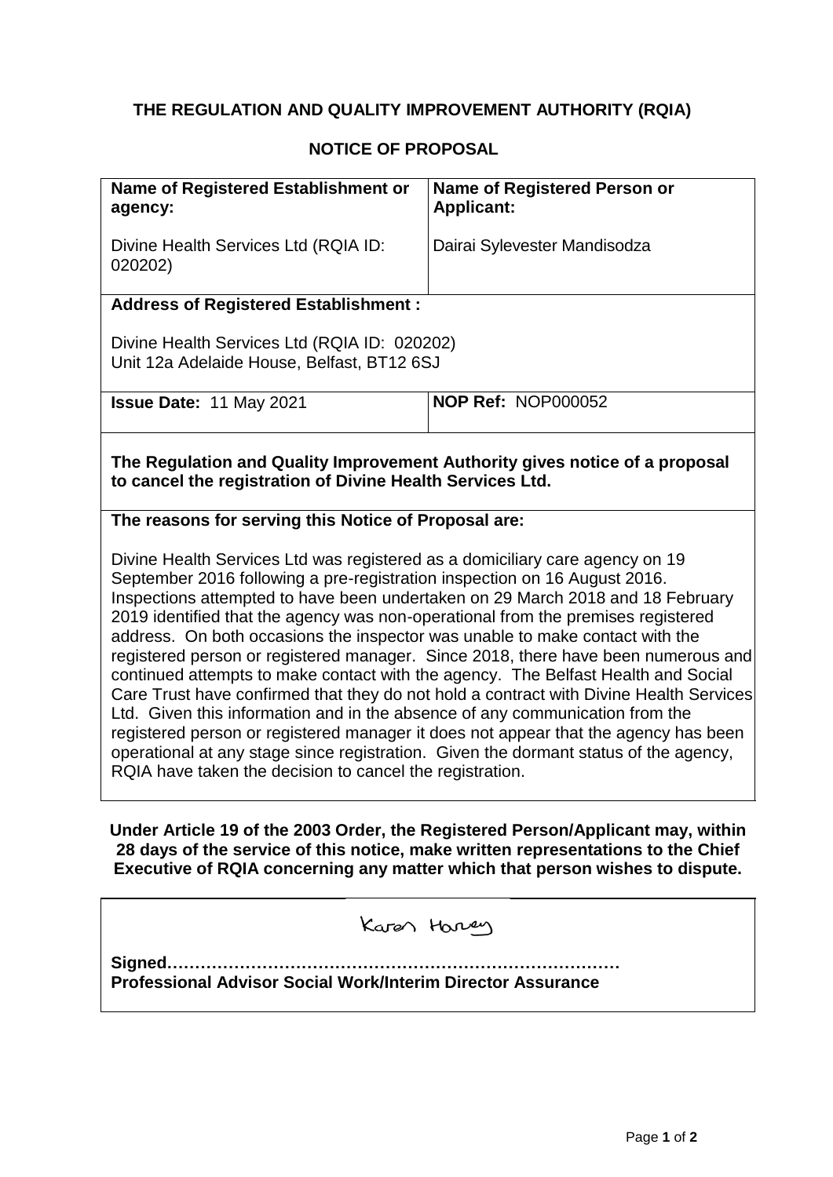**THE REGULATION AND QUALITY IMPROVEMENT AUTHORITY (RQIA)**

**NOTICE OF PROPOSAL**

| **Name of Registered Establishment or agency:** | **Name of Registered Person or Applicant:** |
|---|---|
| Divine Health Services Ltd (RQIA ID: 020202) | Dairai Sylevester Mandisodza |
| **Address of Registered Establishment :** Divine Health Services Ltd (RQIA ID: 020202) Unit 12a Adelaide House, Belfast, BT12 6SJ | |
| **Issue Date:** 11 May 2021 | **NOP Ref:** NOP000052 |

**The Regulation and Quality Improvement Authority gives notice of a proposal to cancel the registration of Divine Health Services Ltd.**

**The reasons for serving this Notice of Proposal are:**

Divine Health Services Ltd was registered as a domiciliary care agency on 19 September 2016 following a pre-registration inspection on 16 August 2016. Inspections attempted to have been undertaken on 29 March 2018 and 18 February 2019 identified that the agency was non-operational from the premises registered address. On both occasions the inspector was unable to make contact with the registered person or registered manager. Since 2018, there have been numerous and continued attempts to make contact with the agency. The Belfast Health and Social Care Trust have confirmed that they do not hold a contract with Divine Health Services Ltd. Given this information and in the absence of any communication from the registered person or registered manager it does not appear that the agency has been operational at any stage since registration. Given the dormant status of the agency, RQIA have taken the decision to cancel the registration.

**Under Article 19 of the 2003 Order, the Registered Person/Applicant may, within 28 days of the service of this notice, make written representations to the Chief Executive of RQIA concerning any matter which that person wishes to dispute.**

Karen Harvey

**Signed………………………………………………………………………**
**Professional Advisor Social Work/Interim Director Assurance**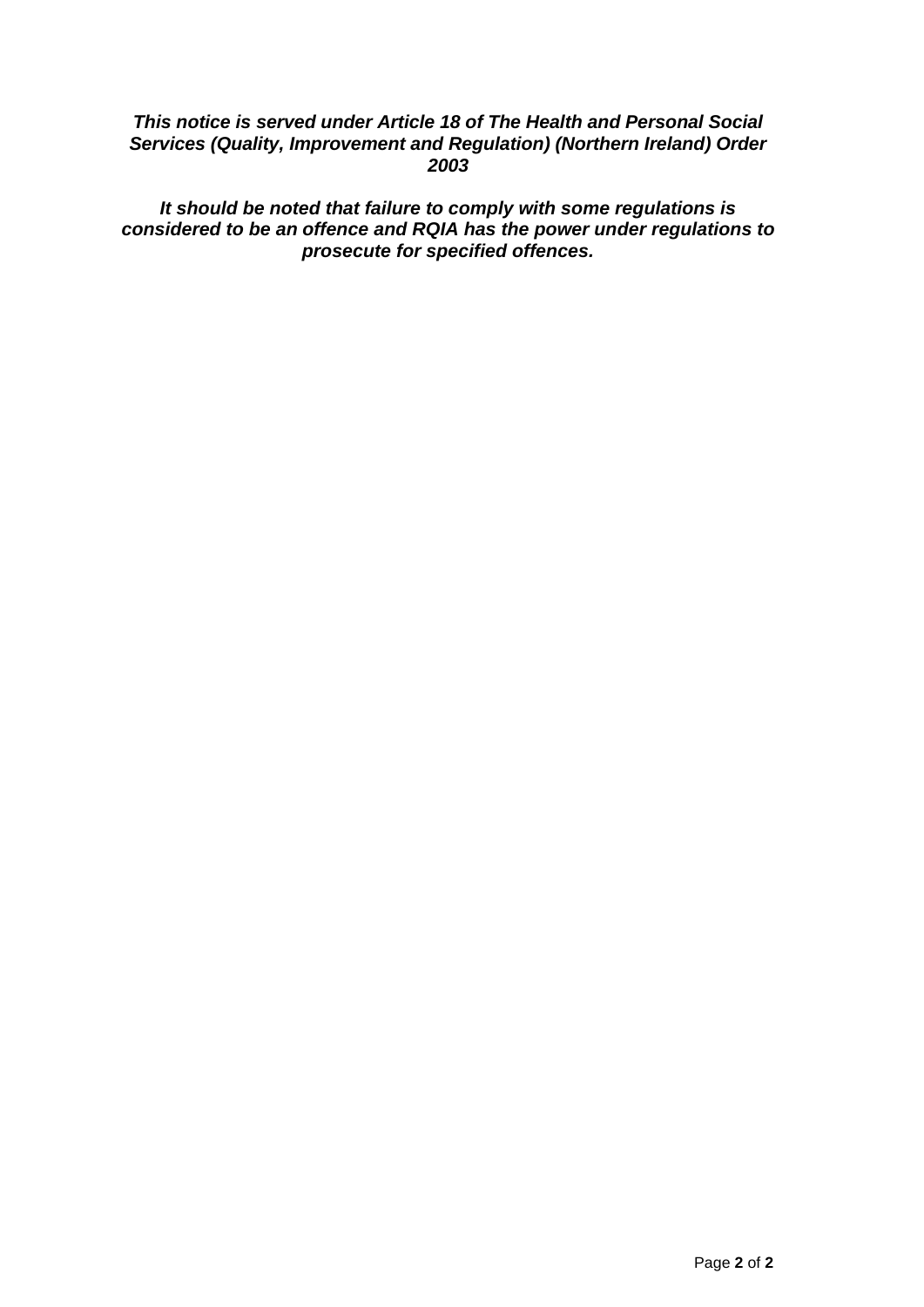***This notice is served under Article 18 of The Health and Personal Social Services (Quality, Improvement and Regulation) (Northern Ireland) Order 2003***

***It should be noted that failure to comply with some regulations is considered to be an offence and RQIA has the power under regulations to prosecute for specified offences.***